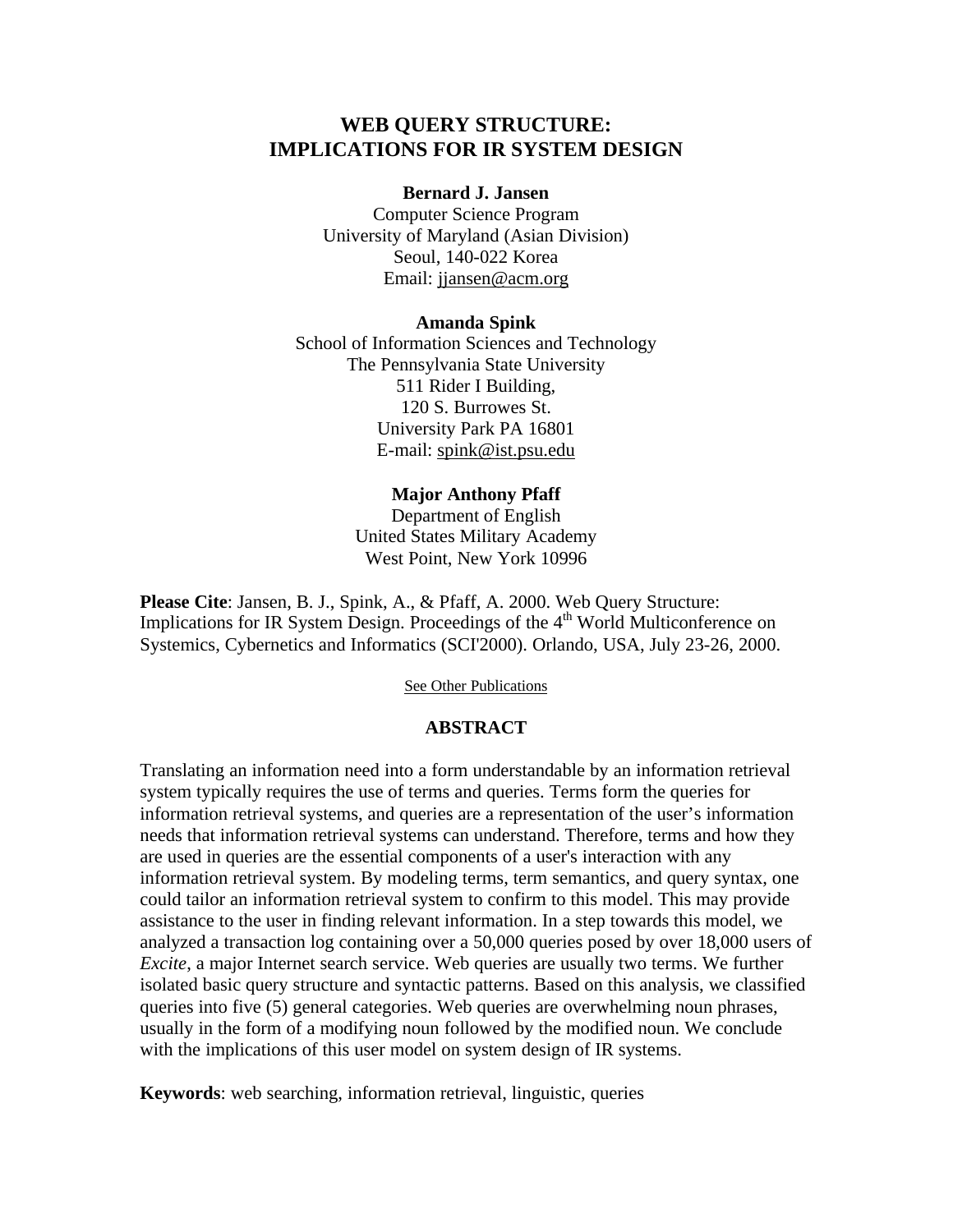# WEB QUERY STRUCTURE: IMPLICATIONS FOR IR SYSTEM DESIGN

**Bernard J. Jansen**
Computer Science Program
University of Maryland (Asian Division)
Seoul, 140-022 Korea
Email: jjansen@acm.org

**Amanda Spink**
School of Information Sciences and Technology
The Pennsylvania State University
511 Rider I Building,
120 S. Burrowes St.
University Park PA 16801
E-mail: spink@ist.psu.edu

**Major Anthony Pfaff**
Department of English
United States Military Academy
West Point, New York 10996

**Please Cite**: Jansen, B. J., Spink, A., & Pfaff, A. 2000. Web Query Structure: Implications for IR System Design. Proceedings of the 4th World Multiconference on Systemics, Cybernetics and Informatics (SCI'2000). Orlando, USA, July 23-26, 2000.

See Other Publications

## ABSTRACT

Translating an information need into a form understandable by an information retrieval system typically requires the use of terms and queries. Terms form the queries for information retrieval systems, and queries are a representation of the user's information needs that information retrieval systems can understand. Therefore, terms and how they are used in queries are the essential components of a user's interaction with any information retrieval system. By modeling terms, term semantics, and query syntax, one could tailor an information retrieval system to confirm to this model. This may provide assistance to the user in finding relevant information. In a step towards this model, we analyzed a transaction log containing over a 50,000 queries posed by over 18,000 users of *Excite*, a major Internet search service. Web queries are usually two terms. We further isolated basic query structure and syntactic patterns. Based on this analysis, we classified queries into five (5) general categories. Web queries are overwhelming noun phrases, usually in the form of a modifying noun followed by the modified noun. We conclude with the implications of this user model on system design of IR systems.

**Keywords**: web searching, information retrieval, linguistic, queries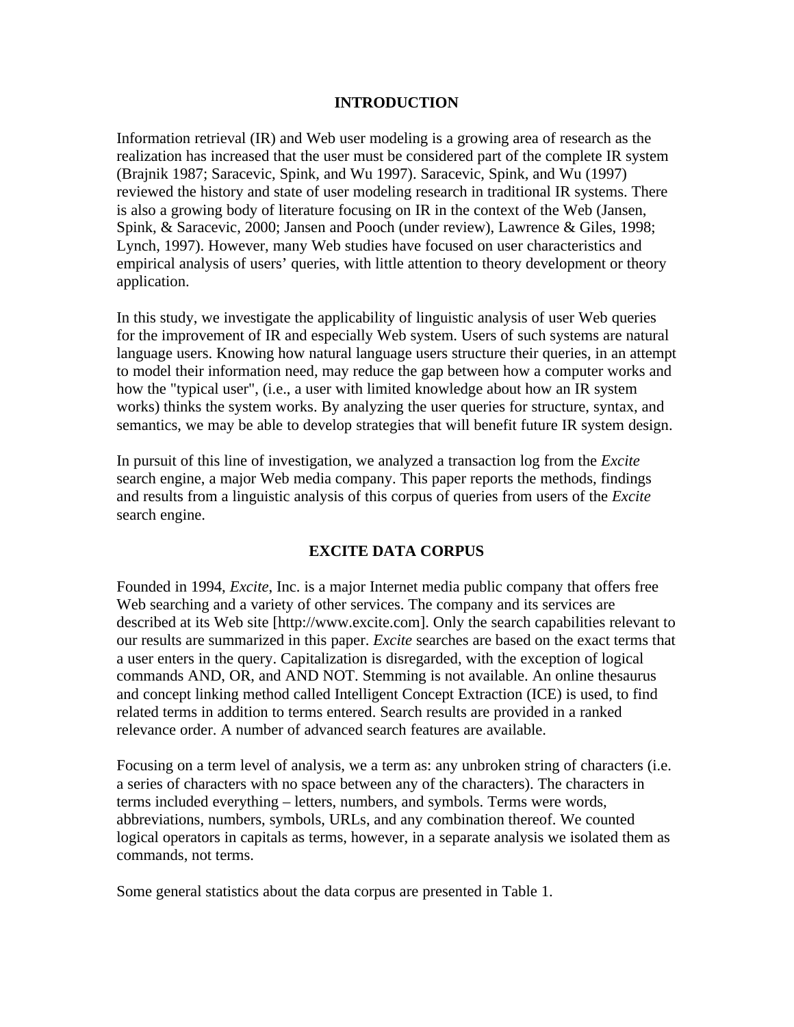## INTRODUCTION

Information retrieval (IR) and Web user modeling is a growing area of research as the realization has increased that the user must be considered part of the complete IR system (Brajnik 1987; Saracevic, Spink, and Wu 1997). Saracevic, Spink, and Wu (1997) reviewed the history and state of user modeling research in traditional IR systems. There is also a growing body of literature focusing on IR in the context of the Web (Jansen, Spink, & Saracevic, 2000; Jansen and Pooch (under review), Lawrence & Giles, 1998; Lynch, 1997). However, many Web studies have focused on user characteristics and empirical analysis of users' queries, with little attention to theory development or theory application.

In this study, we investigate the applicability of linguistic analysis of user Web queries for the improvement of IR and especially Web system. Users of such systems are natural language users. Knowing how natural language users structure their queries, in an attempt to model their information need, may reduce the gap between how a computer works and how the "typical user", (i.e., a user with limited knowledge about how an IR system works) thinks the system works. By analyzing the user queries for structure, syntax, and semantics, we may be able to develop strategies that will benefit future IR system design.

In pursuit of this line of investigation, we analyzed a transaction log from the *Excite* search engine, a major Web media company. This paper reports the methods, findings and results from a linguistic analysis of this corpus of queries from users of the *Excite* search engine.

## EXCITE DATA CORPUS

Founded in 1994, *Excite*, Inc. is a major Internet media public company that offers free Web searching and a variety of other services. The company and its services are described at its Web site [http://www.excite.com]. Only the search capabilities relevant to our results are summarized in this paper. *Excite* searches are based on the exact terms that a user enters in the query. Capitalization is disregarded, with the exception of logical commands AND, OR, and AND NOT. Stemming is not available. An online thesaurus and concept linking method called Intelligent Concept Extraction (ICE) is used, to find related terms in addition to terms entered. Search results are provided in a ranked relevance order. A number of advanced search features are available.

Focusing on a term level of analysis, we a term as: any unbroken string of characters (i.e. a series of characters with no space between any of the characters). The characters in terms included everything – letters, numbers, and symbols. Terms were words, abbreviations, numbers, symbols, URLs, and any combination thereof. We counted logical operators in capitals as terms, however, in a separate analysis we isolated them as commands, not terms.

Some general statistics about the data corpus are presented in Table 1.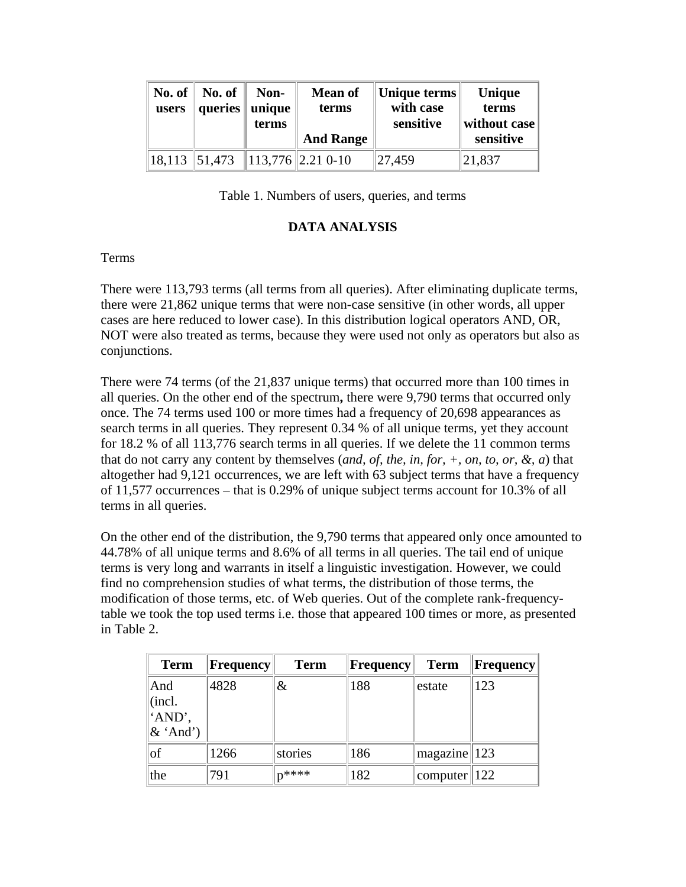| No. of users | No. of queries | Non-unique terms | Mean of terms And Range | Unique terms with case sensitive | Unique terms without case sensitive |
|---|---|---|---|---|---|
| 18,113 | 51,473 | 113,776 | 2.21 0-10 | 27,459 | 21,837 |

Table 1. Numbers of users, queries, and terms

## DATA ANALYSIS

Terms

There were 113,793 terms (all terms from all queries). After eliminating duplicate terms, there were 21,862 unique terms that were non-case sensitive (in other words, all upper cases are here reduced to lower case). In this distribution logical operators AND, OR, NOT were also treated as terms, because they were used not only as operators but also as conjunctions.

There were 74 terms (of the 21,837 unique terms) that occurred more than 100 times in all queries. On the other end of the spectrum**,** there were 9,790 terms that occurred only once. The 74 terms used 100 or more times had a frequency of 20,698 appearances as search terms in all queries. They represent 0.34 % of all unique terms, yet they account for 18.2 % of all 113,776 search terms in all queries. If we delete the 11 common terms that do not carry any content by themselves (*and, of, the, in, for, +, on, to, or, &, a*) that altogether had 9,121 occurrences, we are left with 63 subject terms that have a frequency of 11,577 occurrences – that is 0.29% of unique subject terms account for 10.3% of all terms in all queries.

On the other end of the distribution, the 9,790 terms that appeared only once amounted to 44.78% of all unique terms and 8.6% of all terms in all queries. The tail end of unique terms is very long and warrants in itself a linguistic investigation. However, we could find no comprehension studies of what terms, the distribution of those terms, the modification of those terms, etc. of Web queries. Out of the complete rank-frequency-table we took the top used terms i.e. those that appeared 100 times or more, as presented in Table 2.

| Term | Frequency | Term | Frequency | Term | Frequency |
|---|---|---|---|---|---|
| And (incl. 'AND', & 'And') | 4828 | & | 188 | estate | 123 |
| of | 1266 | stories | 186 | magazine | 123 |
| the | 791 | p**** | 182 | computer | 122 |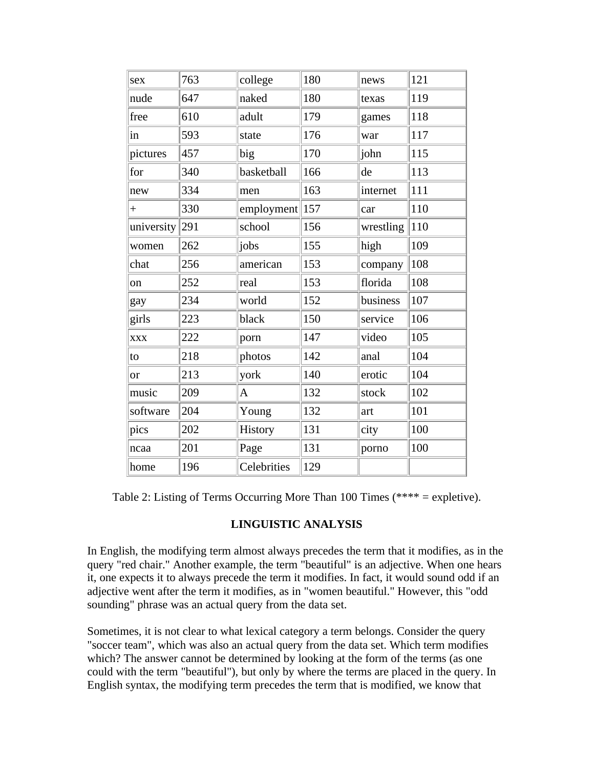| sex | 763 | college | 180 | news | 121 |
|---|---|---|---|---|---|
| nude | 647 | naked | 180 | texas | 119 |
| free | 610 | adult | 179 | games | 118 |
| in | 593 | state | 176 | war | 117 |
| pictures | 457 | big | 170 | john | 115 |
| for | 340 | basketball | 166 | de | 113 |
| new | 334 | men | 163 | internet | 111 |
| + | 330 | employment | 157 | car | 110 |
| university | 291 | school | 156 | wrestling | 110 |
| women | 262 | jobs | 155 | high | 109 |
| chat | 256 | american | 153 | company | 108 |
| on | 252 | real | 153 | florida | 108 |
| gay | 234 | world | 152 | business | 107 |
| girls | 223 | black | 150 | service | 106 |
| xxx | 222 | porn | 147 | video | 105 |
| to | 218 | photos | 142 | anal | 104 |
| or | 213 | york | 140 | erotic | 104 |
| music | 209 | A | 132 | stock | 102 |
| software | 204 | Young | 132 | art | 101 |
| pics | 202 | History | 131 | city | 100 |
| ncaa | 201 | Page | 131 | porno | 100 |
| home | 196 | Celebrities | 129 | | |

Table 2: Listing of Terms Occurring More Than 100 Times (**** = expletive).

## LINGUISTIC ANALYSIS

In English, the modifying term almost always precedes the term that it modifies, as in the query "red chair." Another example, the term "beautiful" is an adjective. When one hears it, one expects it to always precede the term it modifies. In fact, it would sound odd if an adjective went after the term it modifies, as in "women beautiful." However, this "odd sounding" phrase was an actual query from the data set.

Sometimes, it is not clear to what lexical category a term belongs. Consider the query "soccer team", which was also an actual query from the data set. Which term modifies which? The answer cannot be determined by looking at the form of the terms (as one could with the term "beautiful"), but only by where the terms are placed in the query. In English syntax, the modifying term precedes the term that is modified, we know that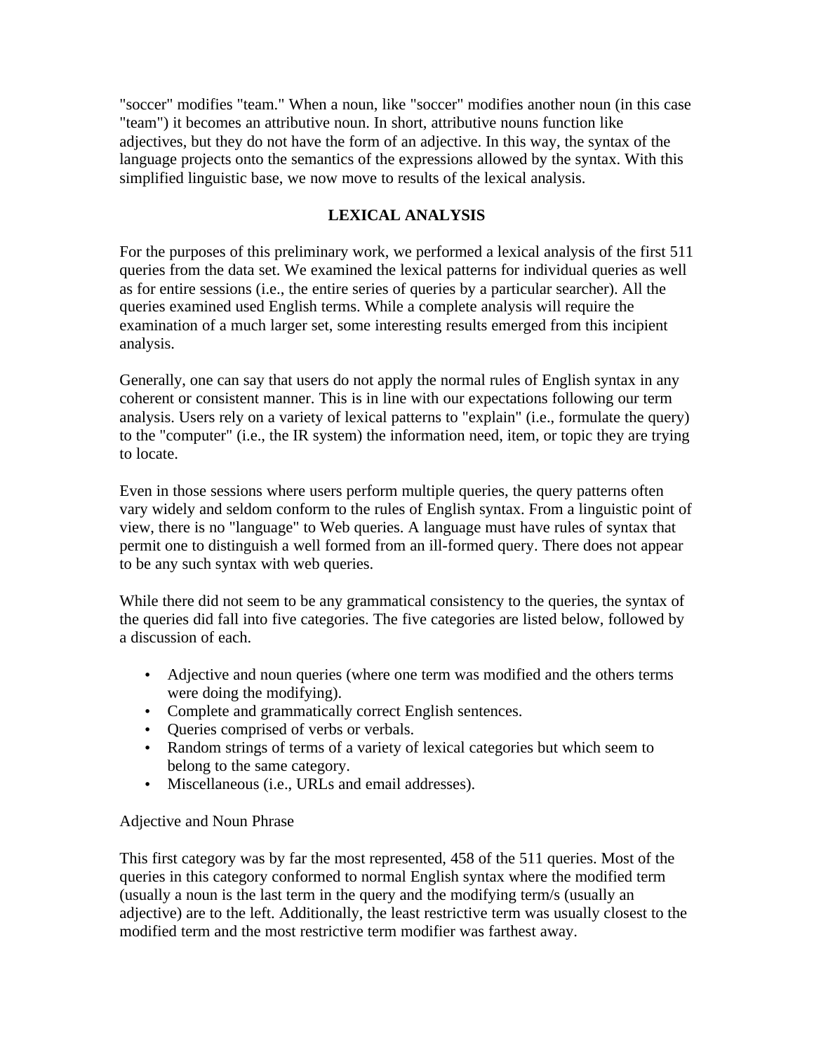"soccer" modifies "team." When a noun, like "soccer" modifies another noun (in this case "team") it becomes an attributive noun. In short, attributive nouns function like adjectives, but they do not have the form of an adjective. In this way, the syntax of the language projects onto the semantics of the expressions allowed by the syntax. With this simplified linguistic base, we now move to results of the lexical analysis.

## LEXICAL ANALYSIS

For the purposes of this preliminary work, we performed a lexical analysis of the first 511 queries from the data set. We examined the lexical patterns for individual queries as well as for entire sessions (i.e., the entire series of queries by a particular searcher). All the queries examined used English terms. While a complete analysis will require the examination of a much larger set, some interesting results emerged from this incipient analysis.

Generally, one can say that users do not apply the normal rules of English syntax in any coherent or consistent manner. This is in line with our expectations following our term analysis. Users rely on a variety of lexical patterns to "explain" (i.e., formulate the query) to the "computer" (i.e., the IR system) the information need, item, or topic they are trying to locate.

Even in those sessions where users perform multiple queries, the query patterns often vary widely and seldom conform to the rules of English syntax. From a linguistic point of view, there is no "language" to Web queries. A language must have rules of syntax that permit one to distinguish a well formed from an ill-formed query. There does not appear to be any such syntax with web queries.

While there did not seem to be any grammatical consistency to the queries, the syntax of the queries did fall into five categories. The five categories are listed below, followed by a discussion of each.

- Adjective and noun queries (where one term was modified and the others terms were doing the modifying).
- Complete and grammatically correct English sentences.
- Queries comprised of verbs or verbals.
- Random strings of terms of a variety of lexical categories but which seem to belong to the same category.
- Miscellaneous (i.e., URLs and email addresses).

### Adjective and Noun Phrase

This first category was by far the most represented, 458 of the 511 queries. Most of the queries in this category conformed to normal English syntax where the modified term (usually a noun is the last term in the query and the modifying term/s (usually an adjective) are to the left. Additionally, the least restrictive term was usually closest to the modified term and the most restrictive term modifier was farthest away.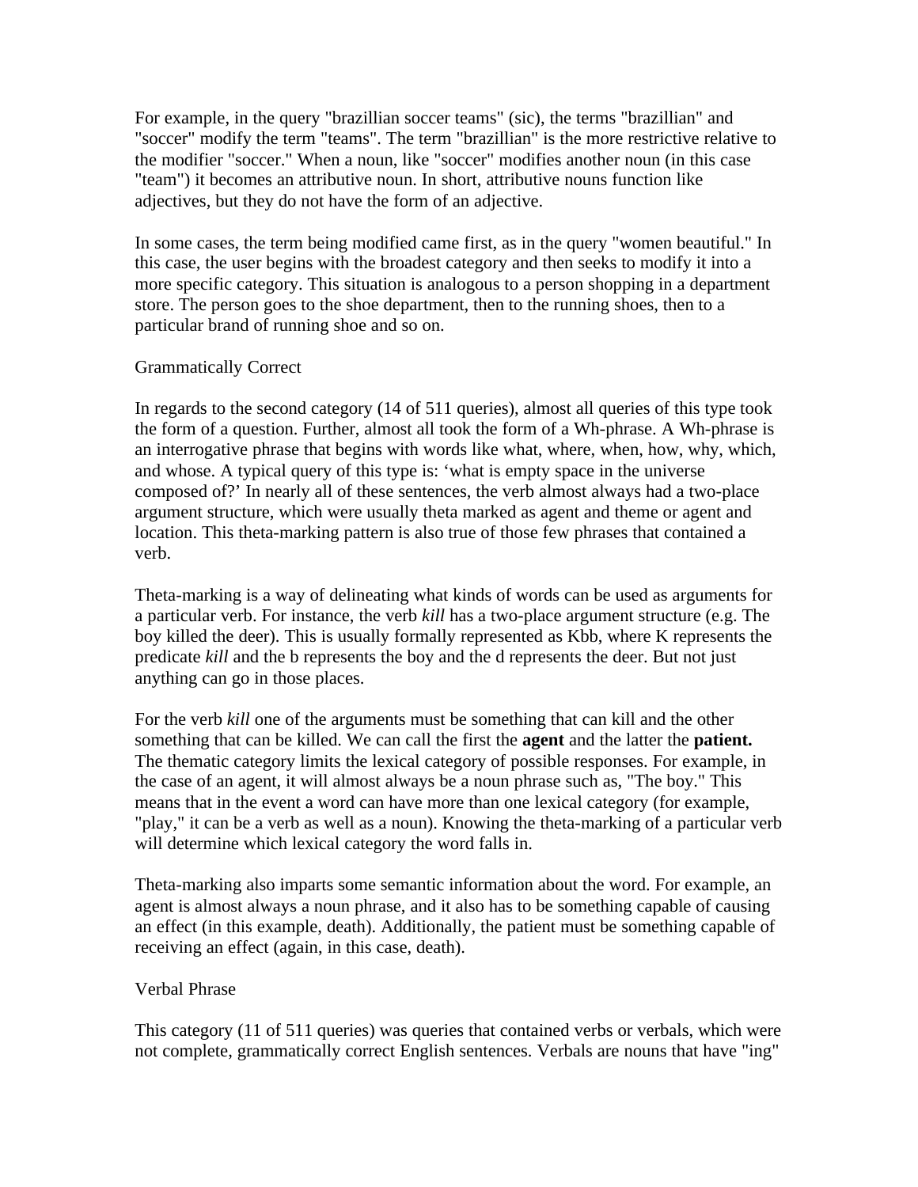For example, in the query "brazillian soccer teams" (sic), the terms "brazillian" and "soccer" modify the term "teams". The term "brazillian" is the more restrictive relative to the modifier "soccer." When a noun, like "soccer" modifies another noun (in this case "team") it becomes an attributive noun. In short, attributive nouns function like adjectives, but they do not have the form of an adjective.

In some cases, the term being modified came first, as in the query "women beautiful." In this case, the user begins with the broadest category and then seeks to modify it into a more specific category. This situation is analogous to a person shopping in a department store. The person goes to the shoe department, then to the running shoes, then to a particular brand of running shoe and so on.

## Grammatically Correct

In regards to the second category (14 of 511 queries), almost all queries of this type took the form of a question. Further, almost all took the form of a Wh-phrase. A Wh-phrase is an interrogative phrase that begins with words like what, where, when, how, why, which, and whose. A typical query of this type is: 'what is empty space in the universe composed of?' In nearly all of these sentences, the verb almost always had a two-place argument structure, which were usually theta marked as agent and theme or agent and location. This theta-marking pattern is also true of those few phrases that contained a verb.

Theta-marking is a way of delineating what kinds of words can be used as arguments for a particular verb. For instance, the verb *kill* has a two-place argument structure (e.g. The boy killed the deer). This is usually formally represented as Kbb, where K represents the predicate *kill* and the b represents the boy and the d represents the deer. But not just anything can go in those places.

For the verb *kill* one of the arguments must be something that can kill and the other something that can be killed. We can call the first the **agent** and the latter the **patient.** The thematic category limits the lexical category of possible responses. For example, in the case of an agent, it will almost always be a noun phrase such as, "The boy." This means that in the event a word can have more than one lexical category (for example, "play," it can be a verb as well as a noun). Knowing the theta-marking of a particular verb will determine which lexical category the word falls in.

Theta-marking also imparts some semantic information about the word. For example, an agent is almost always a noun phrase, and it also has to be something capable of causing an effect (in this example, death). Additionally, the patient must be something capable of receiving an effect (again, in this case, death).

## Verbal Phrase

This category (11 of 511 queries) was queries that contained verbs or verbals, which were not complete, grammatically correct English sentences. Verbals are nouns that have "ing"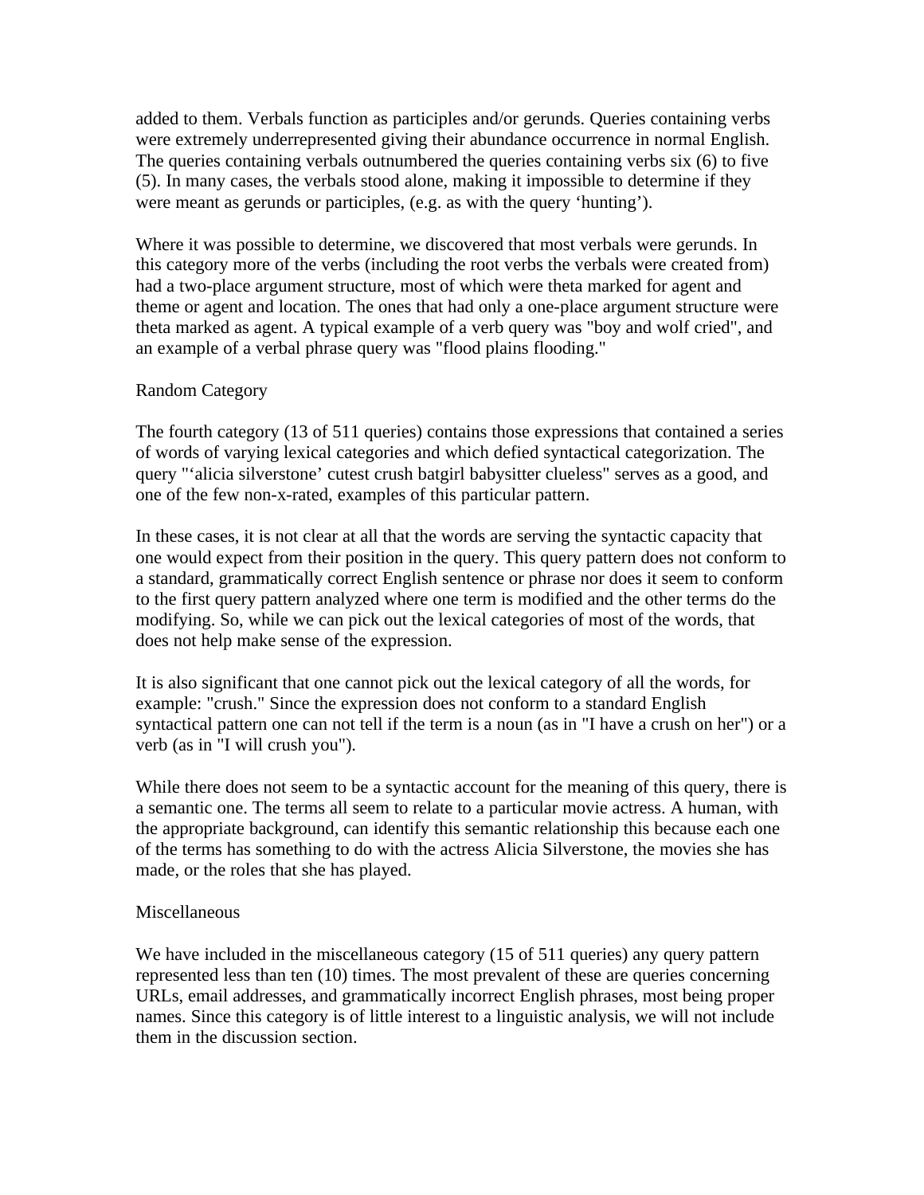added to them. Verbals function as participles and/or gerunds. Queries containing verbs were extremely underrepresented giving their abundance occurrence in normal English. The queries containing verbals outnumbered the queries containing verbs six (6) to five (5). In many cases, the verbals stood alone, making it impossible to determine if they were meant as gerunds or participles, (e.g. as with the query 'hunting').

Where it was possible to determine, we discovered that most verbals were gerunds. In this category more of the verbs (including the root verbs the verbals were created from) had a two-place argument structure, most of which were theta marked for agent and theme or agent and location. The ones that had only a one-place argument structure were theta marked as agent. A typical example of a verb query was "boy and wolf cried", and an example of a verbal phrase query was "flood plains flooding."

## Random Category

The fourth category (13 of 511 queries) contains those expressions that contained a series of words of varying lexical categories and which defied syntactical categorization. The query "'alicia silverstone' cutest crush batgirl babysitter clueless" serves as a good, and one of the few non-x-rated, examples of this particular pattern.

In these cases, it is not clear at all that the words are serving the syntactic capacity that one would expect from their position in the query. This query pattern does not conform to a standard, grammatically correct English sentence or phrase nor does it seem to conform to the first query pattern analyzed where one term is modified and the other terms do the modifying. So, while we can pick out the lexical categories of most of the words, that does not help make sense of the expression.

It is also significant that one cannot pick out the lexical category of all the words, for example: "crush." Since the expression does not conform to a standard English syntactical pattern one can not tell if the term is a noun (as in "I have a crush on her") or a verb (as in "I will crush you").

While there does not seem to be a syntactic account for the meaning of this query, there is a semantic one. The terms all seem to relate to a particular movie actress. A human, with the appropriate background, can identify this semantic relationship this because each one of the terms has something to do with the actress Alicia Silverstone, the movies she has made, or the roles that she has played.

## Miscellaneous

We have included in the miscellaneous category (15 of 511 queries) any query pattern represented less than ten (10) times. The most prevalent of these are queries concerning URLs, email addresses, and grammatically incorrect English phrases, most being proper names. Since this category is of little interest to a linguistic analysis, we will not include them in the discussion section.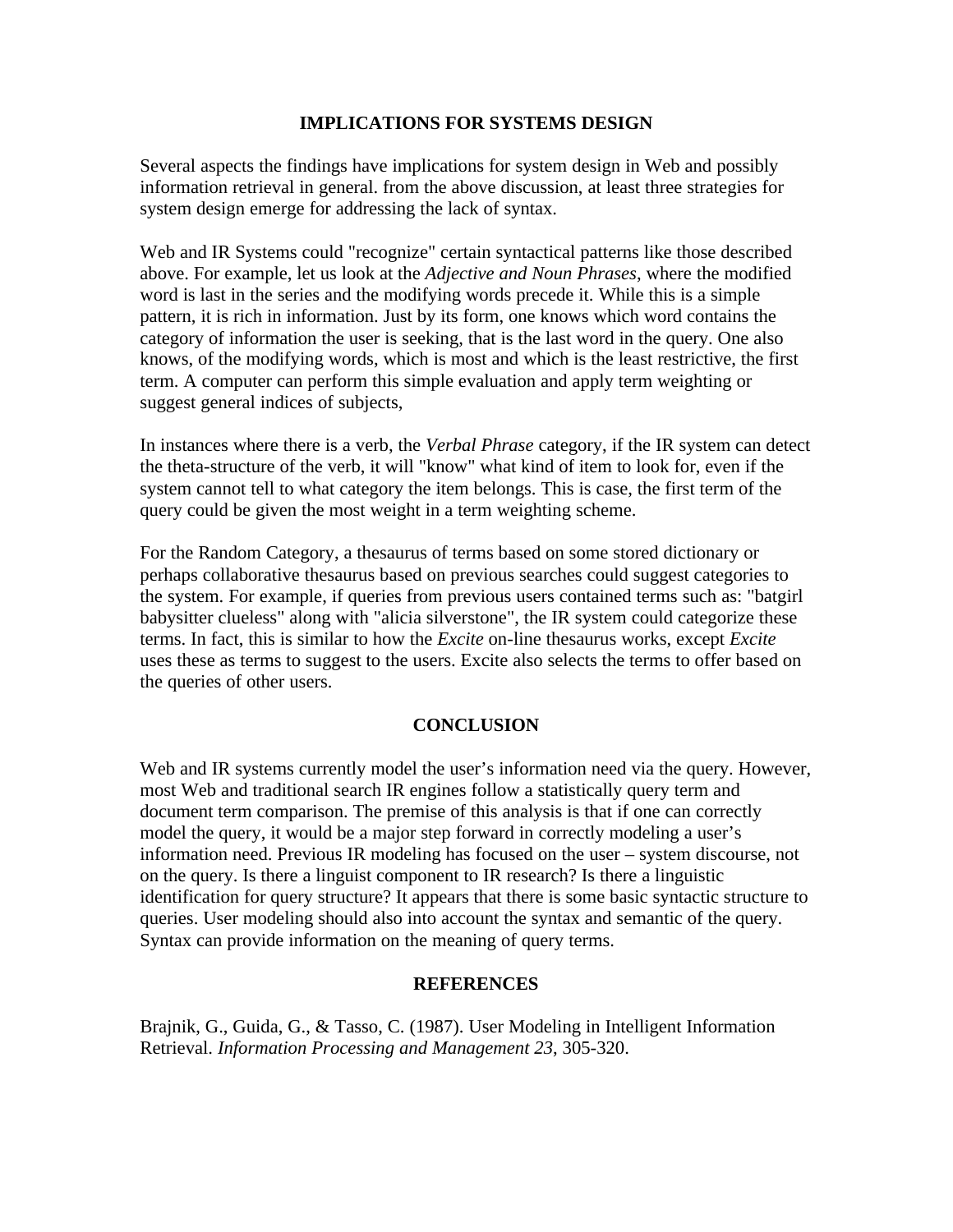## IMPLICATIONS FOR SYSTEMS DESIGN

Several aspects the findings have implications for system design in Web and possibly information retrieval in general. from the above discussion, at least three strategies for system design emerge for addressing the lack of syntax.

Web and IR Systems could "recognize" certain syntactical patterns like those described above. For example, let us look at the *Adjective and Noun Phrases*, where the modified word is last in the series and the modifying words precede it. While this is a simple pattern, it is rich in information. Just by its form, one knows which word contains the category of information the user is seeking, that is the last word in the query. One also knows, of the modifying words, which is most and which is the least restrictive, the first term. A computer can perform this simple evaluation and apply term weighting or suggest general indices of subjects,

In instances where there is a verb, the *Verbal Phrase* category, if the IR system can detect the theta-structure of the verb, it will "know" what kind of item to look for, even if the system cannot tell to what category the item belongs. This is case, the first term of the query could be given the most weight in a term weighting scheme.

For the Random Category, a thesaurus of terms based on some stored dictionary or perhaps collaborative thesaurus based on previous searches could suggest categories to the system. For example, if queries from previous users contained terms such as: "batgirl babysitter clueless" along with "alicia silverstone", the IR system could categorize these terms. In fact, this is similar to how the *Excite* on-line thesaurus works, except *Excite* uses these as terms to suggest to the users. Excite also selects the terms to offer based on the queries of other users.

## CONCLUSION

Web and IR systems currently model the user's information need via the query. However, most Web and traditional search IR engines follow a statistically query term and document term comparison. The premise of this analysis is that if one can correctly model the query, it would be a major step forward in correctly modeling a user's information need. Previous IR modeling has focused on the user – system discourse, not on the query. Is there a linguist component to IR research? Is there a linguistic identification for query structure? It appears that there is some basic syntactic structure to queries. User modeling should also into account the syntax and semantic of the query. Syntax can provide information on the meaning of query terms.

## REFERENCES

Brajnik, G., Guida, G., & Tasso, C. (1987). User Modeling in Intelligent Information Retrieval. *Information Processing and Management 23*, 305-320.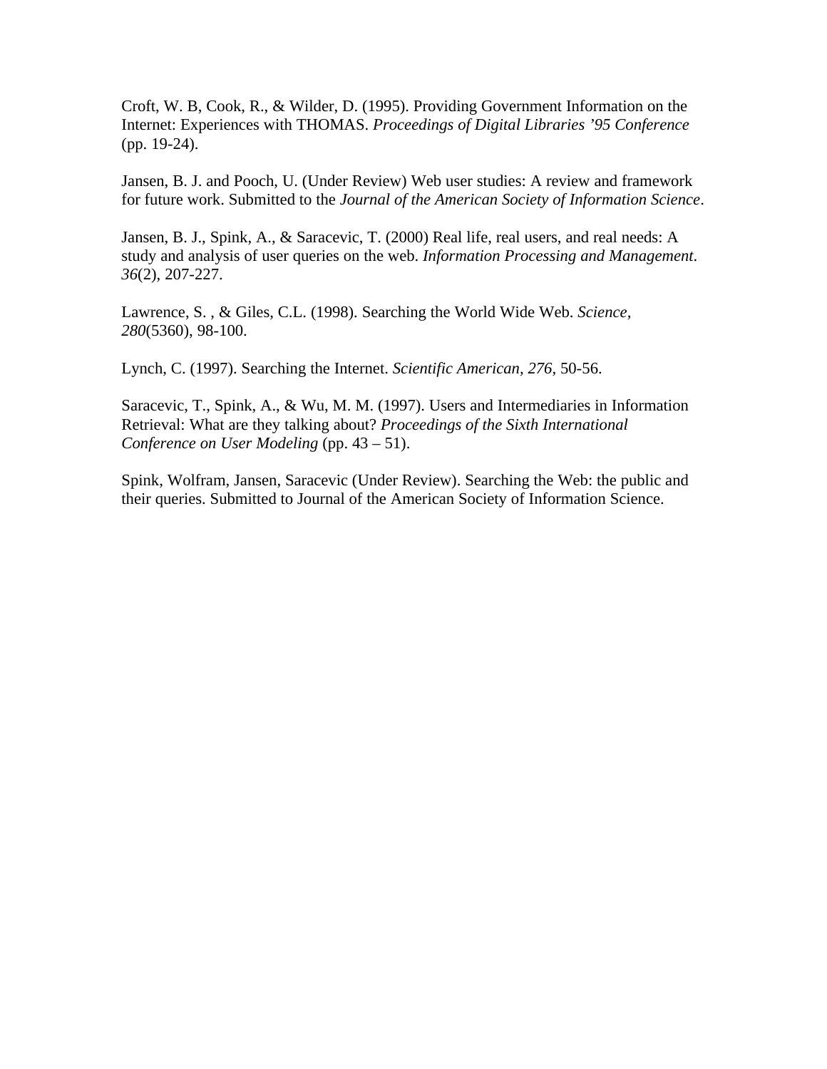Croft, W. B, Cook, R., & Wilder, D. (1995). Providing Government Information on the Internet: Experiences with THOMAS. *Proceedings of Digital Libraries '95 Conference* (pp. 19-24).

Jansen, B. J. and Pooch, U. (Under Review) Web user studies: A review and framework for future work. Submitted to the *Journal of the American Society of Information Science*.

Jansen, B. J., Spink, A., & Saracevic, T. (2000) Real life, real users, and real needs: A study and analysis of user queries on the web. *Information Processing and Management*. *36*(2), 207-227.

Lawrence, S. , & Giles, C.L. (1998). Searching the World Wide Web. *Science, 280*(5360), 98-100.

Lynch, C. (1997). Searching the Internet. *Scientific American, 276*, 50-56.

Saracevic, T., Spink, A., & Wu, M. M. (1997). Users and Intermediaries in Information Retrieval: What are they talking about? *Proceedings of the Sixth International Conference on User Modeling* (pp. 43 – 51).

Spink, Wolfram, Jansen, Saracevic (Under Review). Searching the Web: the public and their queries. Submitted to Journal of the American Society of Information Science.